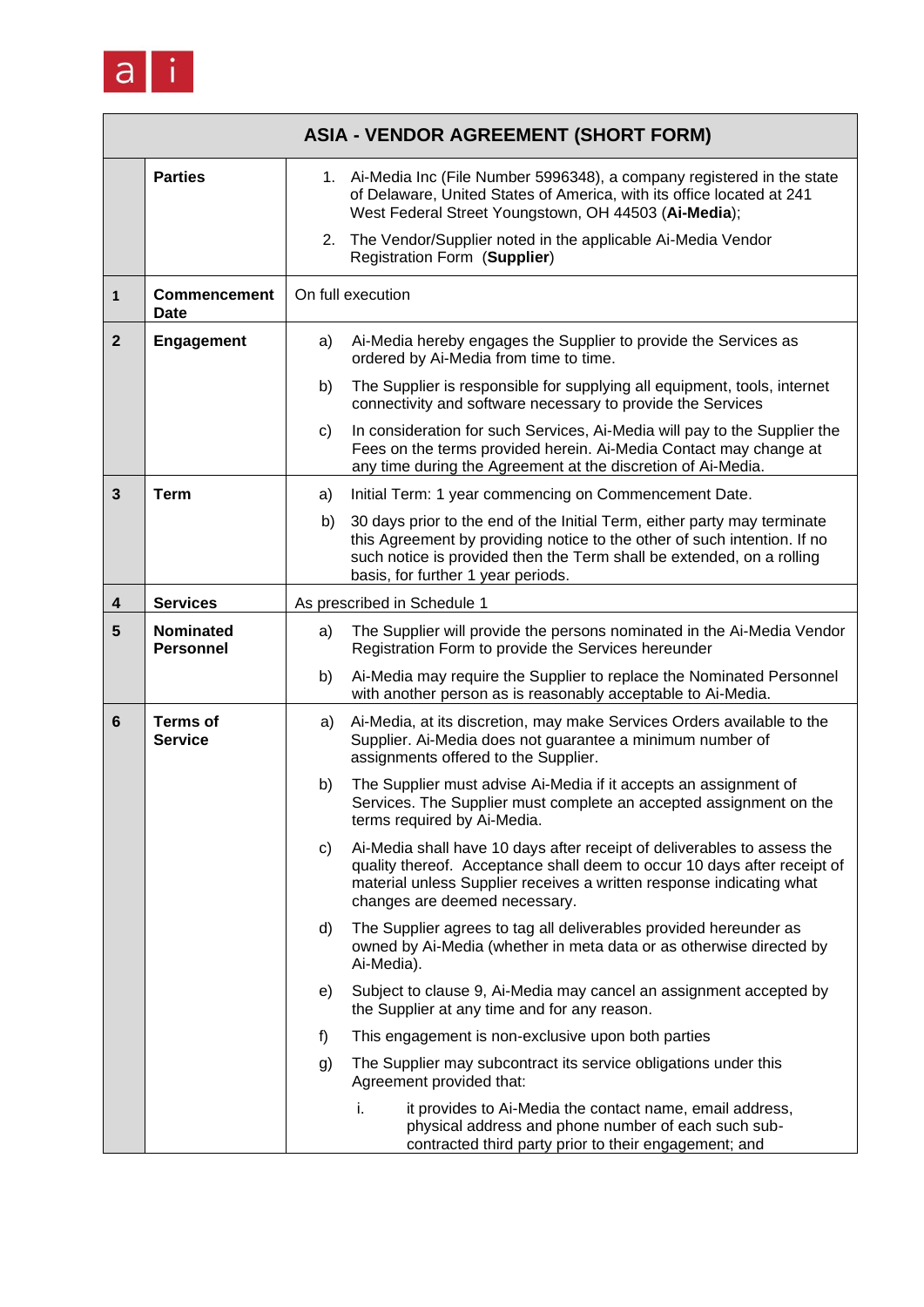# ASIA - VENDOR AGREEMENT (SHORT FORM)

| | | |
|---|---|---|
| | **Parties** | 1. Ai-Media Inc (File Number 5996348), a company registered in the state of Delaware, United States of America, with its office located at 241 West Federal Street Youngstown, OH 44503 (**Ai-Media**);<br><br>2. The Vendor/Supplier noted in the applicable Ai-Media Vendor Registration Form (**Supplier**) |
| **1** | **Commencement Date** | On full execution |
| **2** | **Engagement** | a) Ai-Media hereby engages the Supplier to provide the Services as ordered by Ai-Media from time to time.<br><br>b) The Supplier is responsible for supplying all equipment, tools, internet connectivity and software necessary to provide the Services<br><br>c) In consideration for such Services, Ai-Media will pay to the Supplier the Fees on the terms provided herein. Ai-Media Contact may change at any time during the Agreement at the discretion of Ai-Media. |
| **3** | **Term** | a) Initial Term: 1 year commencing on Commencement Date.<br><br>b) 30 days prior to the end of the Initial Term, either party may terminate this Agreement by providing notice to the other of such intention. If no such notice is provided then the Term shall be extended, on a rolling basis, for further 1 year periods. |
| **4** | **Services** | As prescribed in Schedule 1 |
| **5** | **Nominated Personnel** | a) The Supplier will provide the persons nominated in the Ai-Media Vendor Registration Form to provide the Services hereunder<br><br>b) Ai-Media may require the Supplier to replace the Nominated Personnel with another person as is reasonably acceptable to Ai-Media. |
| **6** | **Terms of Service** | a) Ai-Media, at its discretion, may make Services Orders available to the Supplier. Ai-Media does not guarantee a minimum number of assignments offered to the Supplier.<br><br>b) The Supplier must advise Ai-Media if it accepts an assignment of Services. The Supplier must complete an accepted assignment on the terms required by Ai-Media.<br><br>c) Ai-Media shall have 10 days after receipt of deliverables to assess the quality thereof. Acceptance shall deem to occur 10 days after receipt of material unless Supplier receives a written response indicating what changes are deemed necessary.<br><br>d) The Supplier agrees to tag all deliverables provided hereunder as owned by Ai-Media (whether in meta data or as otherwise directed by Ai-Media).<br><br>e) Subject to clause 9, Ai-Media may cancel an assignment accepted by the Supplier at any time and for any reason.<br><br>f) This engagement is non-exclusive upon both parties<br><br>g) The Supplier may subcontract its service obligations under this Agreement provided that:<br><br>i. it provides to Ai-Media the contact name, email address, physical address and phone number of each such sub-contracted third party prior to their engagement; and |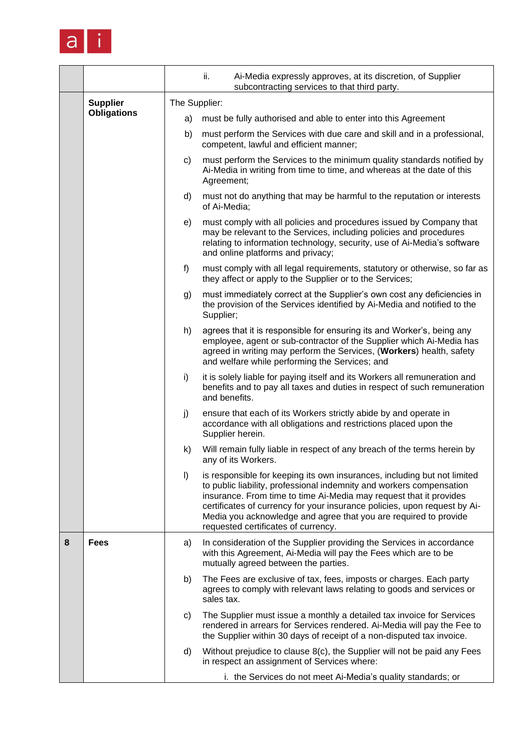| | | |
|---|---|---|
| | | ii. Ai-Media expressly approves, at its discretion, of Supplier subcontracting services to that third party. |
| | **Supplier Obligations** | The Supplier:<br>a) must be fully authorised and able to enter into this Agreement<br>b) must perform the Services with due care and skill and in a professional, competent, lawful and efficient manner;<br>c) must perform the Services to the minimum quality standards notified by Ai-Media in writing from time to time, and whereas at the date of this Agreement;<br>d) must not do anything that may be harmful to the reputation or interests of Ai-Media;<br>e) must comply with all policies and procedures issued by Company that may be relevant to the Services, including policies and procedures relating to information technology, security, use of Ai-Media's software and online platforms and privacy;<br>f) must comply with all legal requirements, statutory or otherwise, so far as they affect or apply to the Supplier or to the Services;<br>g) must immediately correct at the Supplier's own cost any deficiencies in the provision of the Services identified by Ai-Media and notified to the Supplier;<br>h) agrees that it is responsible for ensuring its and Worker's, being any employee, agent or sub-contractor of the Supplier which Ai-Media has agreed in writing may perform the Services, (**Workers**) health, safety and welfare while performing the Services; and<br>i) it is solely liable for paying itself and its Workers all remuneration and benefits and to pay all taxes and duties in respect of such remuneration and benefits.<br>j) ensure that each of its Workers strictly abide by and operate in accordance with all obligations and restrictions placed upon the Supplier herein.<br>k) Will remain fully liable in respect of any breach of the terms herein by any of its Workers.<br>l) is responsible for keeping its own insurances, including but not limited to public liability, professional indemnity and workers compensation insurance. From time to time Ai-Media may request that it provides certificates of currency for your insurance policies, upon request by Ai-Media you acknowledge and agree that you are required to provide requested certificates of currency. |
| **8** | **Fees** | a) In consideration of the Supplier providing the Services in accordance with this Agreement, Ai-Media will pay the Fees which are to be mutually agreed between the parties.<br>b) The Fees are exclusive of tax, fees, imposts or charges. Each party agrees to comply with relevant laws relating to goods and services or sales tax.<br>c) The Supplier must issue a monthly a detailed tax invoice for Services rendered in arrears for Services rendered. Ai-Media will pay the Fee to the Supplier within 30 days of receipt of a non-disputed tax invoice.<br>d) Without prejudice to clause 8(c), the Supplier will not be paid any Fees in respect an assignment of Services where:<br>i. the Services do not meet Ai-Media's quality standards; or |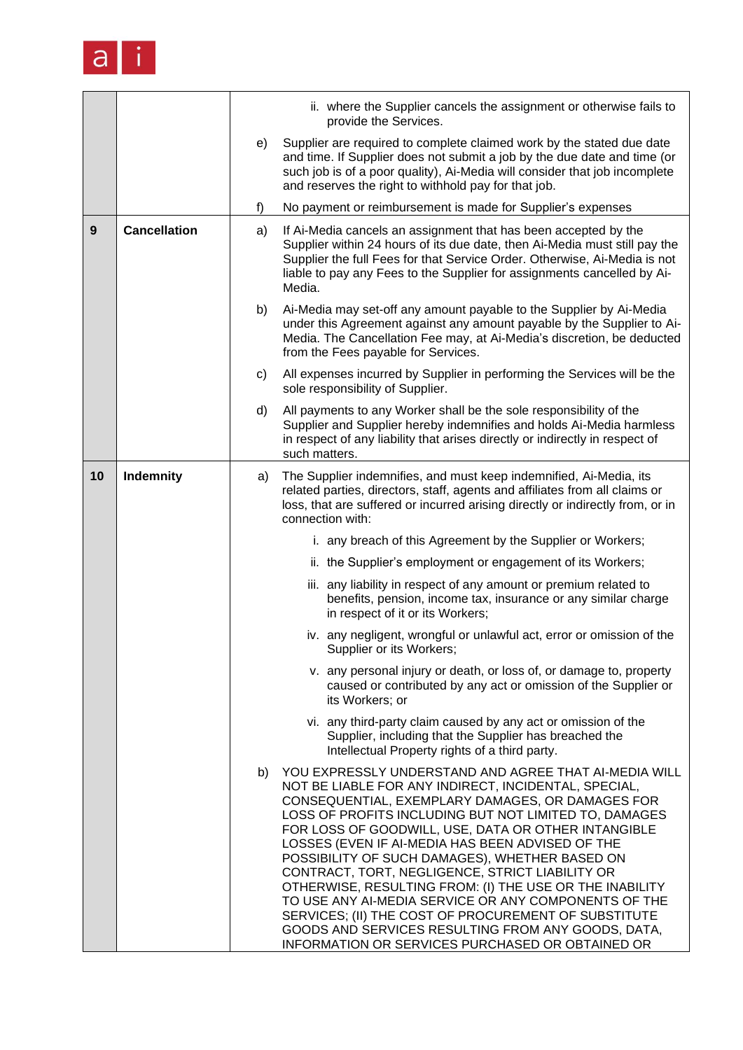| | | | |
|---|---|---|---|
| | | | ii. where the Supplier cancels the assignment or otherwise fails to provide the Services. |
| | | e) | Supplier are required to complete claimed work by the stated due date and time. If Supplier does not submit a job by the due date and time (or such job is of a poor quality), Ai-Media will consider that job incomplete and reserves the right to withhold pay for that job. |
| | | f) | No payment or reimbursement is made for Supplier's expenses |
| **9** | **Cancellation** | a) | If Ai-Media cancels an assignment that has been accepted by the Supplier within 24 hours of its due date, then Ai-Media must still pay the Supplier the full Fees for that Service Order. Otherwise, Ai-Media is not liable to pay any Fees to the Supplier for assignments cancelled by Ai-Media. |
| | | b) | Ai-Media may set-off any amount payable to the Supplier by Ai-Media under this Agreement against any amount payable by the Supplier to Ai-Media. The Cancellation Fee may, at Ai-Media's discretion, be deducted from the Fees payable for Services. |
| | | c) | All expenses incurred by Supplier in performing the Services will be the sole responsibility of Supplier. |
| | | d) | All payments to any Worker shall be the sole responsibility of the Supplier and Supplier hereby indemnifies and holds Ai-Media harmless in respect of any liability that arises directly or indirectly in respect of such matters. |
| **10** | **Indemnity** | a) | The Supplier indemnifies, and must keep indemnified, Ai-Media, its related parties, directors, staff, agents and affiliates from all claims or loss, that are suffered or incurred arising directly or indirectly from, or in connection with: |
| | | | i. any breach of this Agreement by the Supplier or Workers; |
| | | | ii. the Supplier's employment or engagement of its Workers; |
| | | | iii. any liability in respect of any amount or premium related to benefits, pension, income tax, insurance or any similar charge in respect of it or its Workers; |
| | | | iv. any negligent, wrongful or unlawful act, error or omission of the Supplier or its Workers; |
| | | | v. any personal injury or death, or loss of, or damage to, property caused or contributed by any act or omission of the Supplier or its Workers; or |
| | | | vi. any third-party claim caused by any act or omission of the Supplier, including that the Supplier has breached the Intellectual Property rights of a third party. |
| | | b) | YOU EXPRESSLY UNDERSTAND AND AGREE THAT AI-MEDIA WILL NOT BE LIABLE FOR ANY INDIRECT, INCIDENTAL, SPECIAL, CONSEQUENTIAL, EXEMPLARY DAMAGES, OR DAMAGES FOR LOSS OF PROFITS INCLUDING BUT NOT LIMITED TO, DAMAGES FOR LOSS OF GOODWILL, USE, DATA OR OTHER INTANGIBLE LOSSES (EVEN IF AI-MEDIA HAS BEEN ADVISED OF THE POSSIBILITY OF SUCH DAMAGES), WHETHER BASED ON CONTRACT, TORT, NEGLIGENCE, STRICT LIABILITY OR OTHERWISE, RESULTING FROM: (I) THE USE OR THE INABILITY TO USE ANY AI-MEDIA SERVICE OR ANY COMPONENTS OF THE SERVICES; (II) THE COST OF PROCUREMENT OF SUBSTITUTE GOODS AND SERVICES RESULTING FROM ANY GOODS, DATA, INFORMATION OR SERVICES PURCHASED OR OBTAINED OR |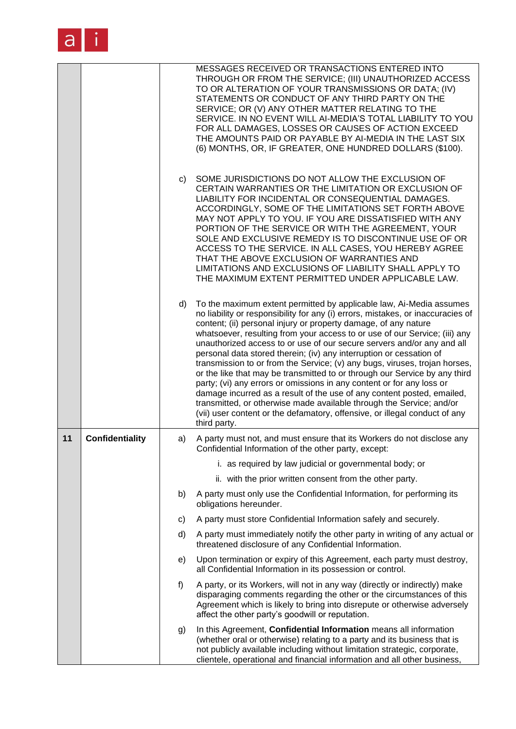| | | | |
|---|---|---|---|
| | | | MESSAGES RECEIVED OR TRANSACTIONS ENTERED INTO THROUGH OR FROM THE SERVICE; (III) UNAUTHORIZED ACCESS TO OR ALTERATION OF YOUR TRANSMISSIONS OR DATA; (IV) STATEMENTS OR CONDUCT OF ANY THIRD PARTY ON THE SERVICE; OR (V) ANY OTHER MATTER RELATING TO THE SERVICE. IN NO EVENT WILL AI-MEDIA'S TOTAL LIABILITY TO YOU FOR ALL DAMAGES, LOSSES OR CAUSES OF ACTION EXCEED THE AMOUNTS PAID OR PAYABLE BY AI-MEDIA IN THE LAST SIX (6) MONTHS, OR, IF GREATER, ONE HUNDRED DOLLARS ($100). |
| | | c) | SOME JURISDICTIONS DO NOT ALLOW THE EXCLUSION OF CERTAIN WARRANTIES OR THE LIMITATION OR EXCLUSION OF LIABILITY FOR INCIDENTAL OR CONSEQUENTIAL DAMAGES. ACCORDINGLY, SOME OF THE LIMITATIONS SET FORTH ABOVE MAY NOT APPLY TO YOU. IF YOU ARE DISSATISFIED WITH ANY PORTION OF THE SERVICE OR WITH THE AGREEMENT, YOUR SOLE AND EXCLUSIVE REMEDY IS TO DISCONTINUE USE OF OR ACCESS TO THE SERVICE. IN ALL CASES, YOU HEREBY AGREE THAT THE ABOVE EXCLUSION OF WARRANTIES AND LIMITATIONS AND EXCLUSIONS OF LIABILITY SHALL APPLY TO THE MAXIMUM EXTENT PERMITTED UNDER APPLICABLE LAW. |
| | | d) | To the maximum extent permitted by applicable law, Ai-Media assumes no liability or responsibility for any (i) errors, mistakes, or inaccuracies of content; (ii) personal injury or property damage, of any nature whatsoever, resulting from your access to or use of our Service; (iii) any unauthorized access to or use of our secure servers and/or any and all personal data stored therein; (iv) any interruption or cessation of transmission to or from the Service; (v) any bugs, viruses, trojan horses, or the like that may be transmitted to or through our Service by any third party; (vi) any errors or omissions in any content or for any loss or damage incurred as a result of the use of any content posted, emailed, transmitted, or otherwise made available through the Service; and/or (vii) user content or the defamatory, offensive, or illegal conduct of any third party. |
| **11** | **Confidentiality** | a) | A party must not, and must ensure that its Workers do not disclose any Confidential Information of the other party, except:<br>i. as required by law judicial or governmental body; or<br>ii. with the prior written consent from the other party. |
| | | b) | A party must only use the Confidential Information, for performing its obligations hereunder. |
| | | c) | A party must store Confidential Information safely and securely. |
| | | d) | A party must immediately notify the other party in writing of any actual or threatened disclosure of any Confidential Information. |
| | | e) | Upon termination or expiry of this Agreement, each party must destroy, all Confidential Information in its possession or control. |
| | | f) | A party, or its Workers, will not in any way (directly or indirectly) make disparaging comments regarding the other or the circumstances of this Agreement which is likely to bring into disrepute or otherwise adversely affect the other party's goodwill or reputation. |
| | | g) | In this Agreement, **Confidential Information** means all information (whether oral or otherwise) relating to a party and its business that is not publicly available including without limitation strategic, corporate, clientele, operational and financial information and all other business, |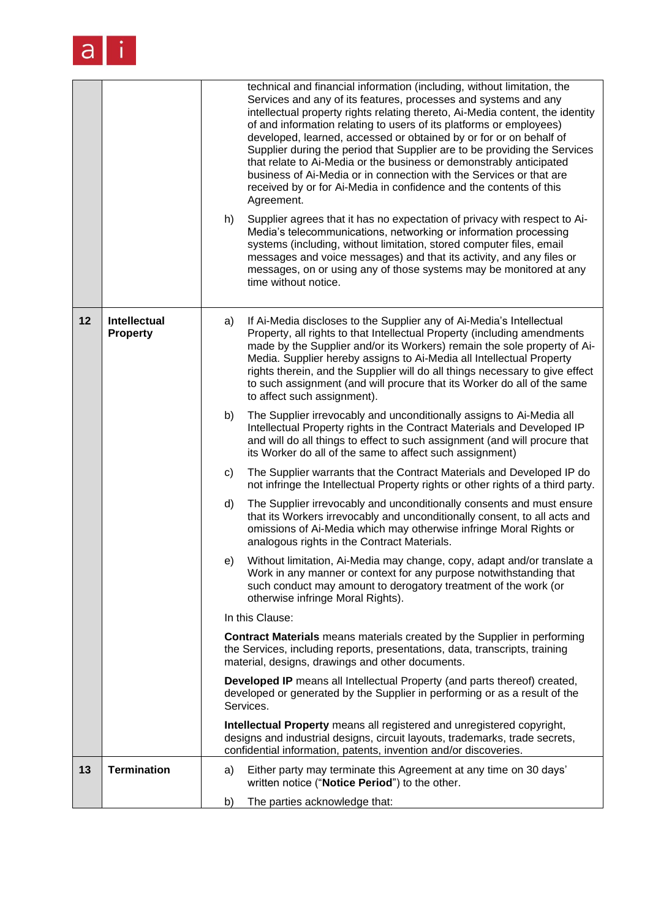| | | |
|---|---|---|
| | | technical and financial information (including, without limitation, the Services and any of its features, processes and systems and any intellectual property rights relating thereto, Ai-Media content, the identity of and information relating to users of its platforms or employees) developed, learned, accessed or obtained by or for or on behalf of Supplier during the period that Supplier are to be providing the Services that relate to Ai-Media or the business or demonstrably anticipated business of Ai-Media or in connection with the Services or that are received by or for Ai-Media in confidence and the contents of this Agreement.<br><br>h) Supplier agrees that it has no expectation of privacy with respect to Ai-Media's telecommunications, networking or information processing systems (including, without limitation, stored computer files, email messages and voice messages) and that its activity, and any files or messages, on or using any of those systems may be monitored at any time without notice. |
| **12** | **Intellectual Property** | a) If Ai-Media discloses to the Supplier any of Ai-Media's Intellectual Property, all rights to that Intellectual Property (including amendments made by the Supplier and/or its Workers) remain the sole property of Ai-Media. Supplier hereby assigns to Ai-Media all Intellectual Property rights therein, and the Supplier will do all things necessary to give effect to such assignment (and will procure that its Worker do all of the same to affect such assignment).<br><br>b) The Supplier irrevocably and unconditionally assigns to Ai-Media all Intellectual Property rights in the Contract Materials and Developed IP and will do all things to effect to such assignment (and will procure that its Worker do all of the same to affect such assignment)<br><br>c) The Supplier warrants that the Contract Materials and Developed IP do not infringe the Intellectual Property rights or other rights of a third party.<br><br>d) The Supplier irrevocably and unconditionally consents and must ensure that its Workers irrevocably and unconditionally consent, to all acts and omissions of Ai-Media which may otherwise infringe Moral Rights or analogous rights in the Contract Materials.<br><br>e) Without limitation, Ai-Media may change, copy, adapt and/or translate a Work in any manner or context for any purpose notwithstanding that such conduct may amount to derogatory treatment of the work (or otherwise infringe Moral Rights).<br><br>In this Clause:<br><br>**Contract Materials** means materials created by the Supplier in performing the Services, including reports, presentations, data, transcripts, training material, designs, drawings and other documents.<br><br>**Developed IP** means all Intellectual Property (and parts thereof) created, developed or generated by the Supplier in performing or as a result of the Services.<br><br>**Intellectual Property** means all registered and unregistered copyright, designs and industrial designs, circuit layouts, trademarks, trade secrets, confidential information, patents, invention and/or discoveries. |
| **13** | **Termination** | a) Either party may terminate this Agreement at any time on 30 days' written notice ("**Notice Period**") to the other.<br><br>b) The parties acknowledge that: |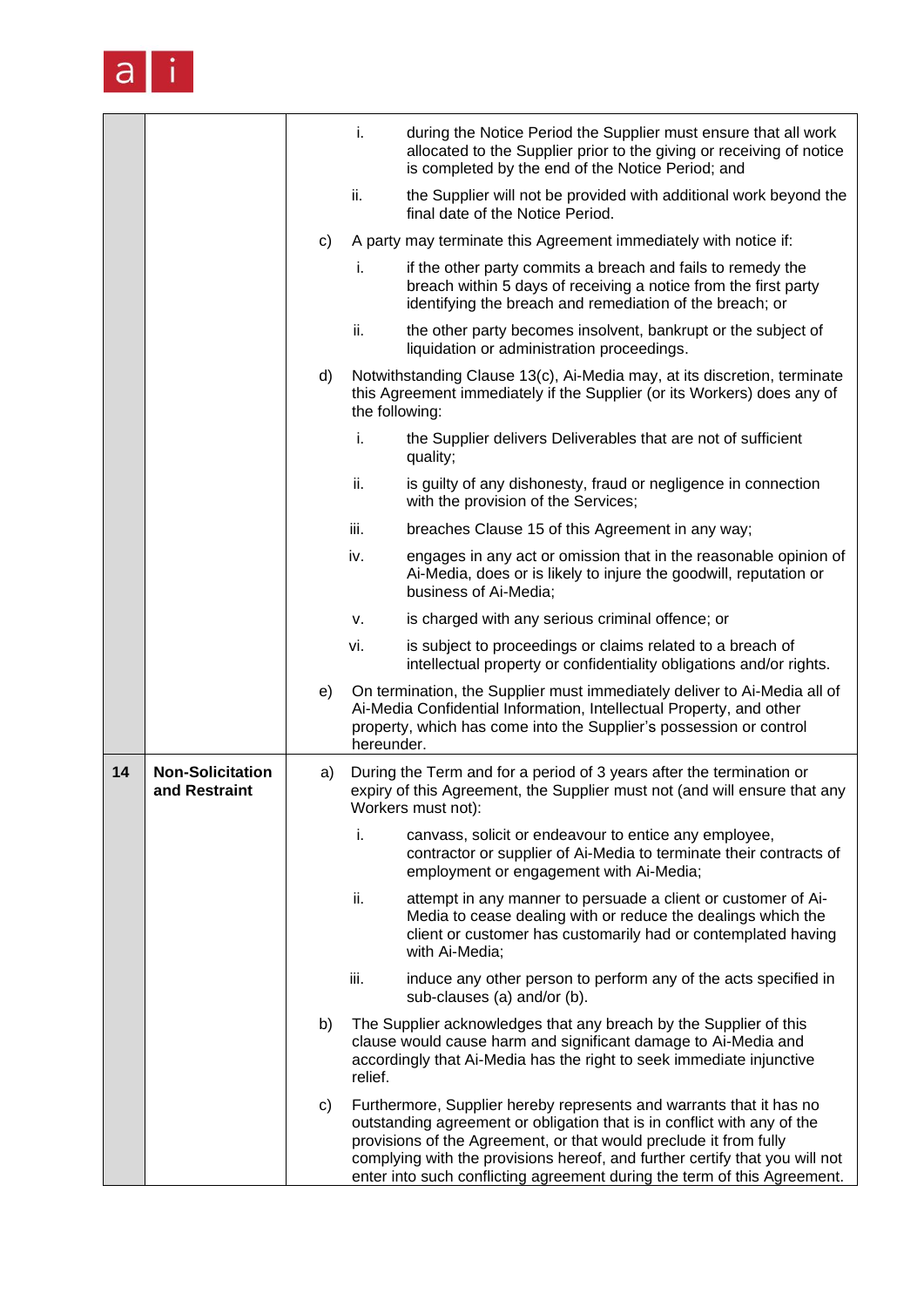| | | |
|---|---|---|
| | | i. during the Notice Period the Supplier must ensure that all work allocated to the Supplier prior to the giving or receiving of notice is completed by the end of the Notice Period; and<br><br>ii. the Supplier will not be provided with additional work beyond the final date of the Notice Period.<br><br>c) A party may terminate this Agreement immediately with notice if:<br><br>i. if the other party commits a breach and fails to remedy the breach within 5 days of receiving a notice from the first party identifying the breach and remediation of the breach; or<br><br>ii. the other party becomes insolvent, bankrupt or the subject of liquidation or administration proceedings.<br><br>d) Notwithstanding Clause 13(c), Ai-Media may, at its discretion, terminate this Agreement immediately if the Supplier (or its Workers) does any of the following:<br><br>i. the Supplier delivers Deliverables that are not of sufficient quality;<br><br>ii. is guilty of any dishonesty, fraud or negligence in connection with the provision of the Services;<br><br>iii. breaches Clause 15 of this Agreement in any way;<br><br>iv. engages in any act or omission that in the reasonable opinion of Ai-Media, does or is likely to injure the goodwill, reputation or business of Ai-Media;<br><br>v. is charged with any serious criminal offence; or<br><br>vi. is subject to proceedings or claims related to a breach of intellectual property or confidentiality obligations and/or rights.<br><br>e) On termination, the Supplier must immediately deliver to Ai-Media all of Ai-Media Confidential Information, Intellectual Property, and other property, which has come into the Supplier's possession or control hereunder. |
| **14** | **Non-Solicitation and Restraint** | a) During the Term and for a period of 3 years after the termination or expiry of this Agreement, the Supplier must not (and will ensure that any Workers must not):<br><br>i. canvass, solicit or endeavour to entice any employee, contractor or supplier of Ai-Media to terminate their contracts of employment or engagement with Ai-Media;<br><br>ii. attempt in any manner to persuade a client or customer of Ai-Media to cease dealing with or reduce the dealings which the client or customer has customarily had or contemplated having with Ai-Media;<br><br>iii. induce any other person to perform any of the acts specified in sub-clauses (a) and/or (b).<br><br>b) The Supplier acknowledges that any breach by the Supplier of this clause would cause harm and significant damage to Ai-Media and accordingly that Ai-Media has the right to seek immediate injunctive relief.<br><br>c) Furthermore, Supplier hereby represents and warrants that it has no outstanding agreement or obligation that is in conflict with any of the provisions of the Agreement, or that would preclude it from fully complying with the provisions hereof, and further certify that you will not enter into such conflicting agreement during the term of this Agreement. |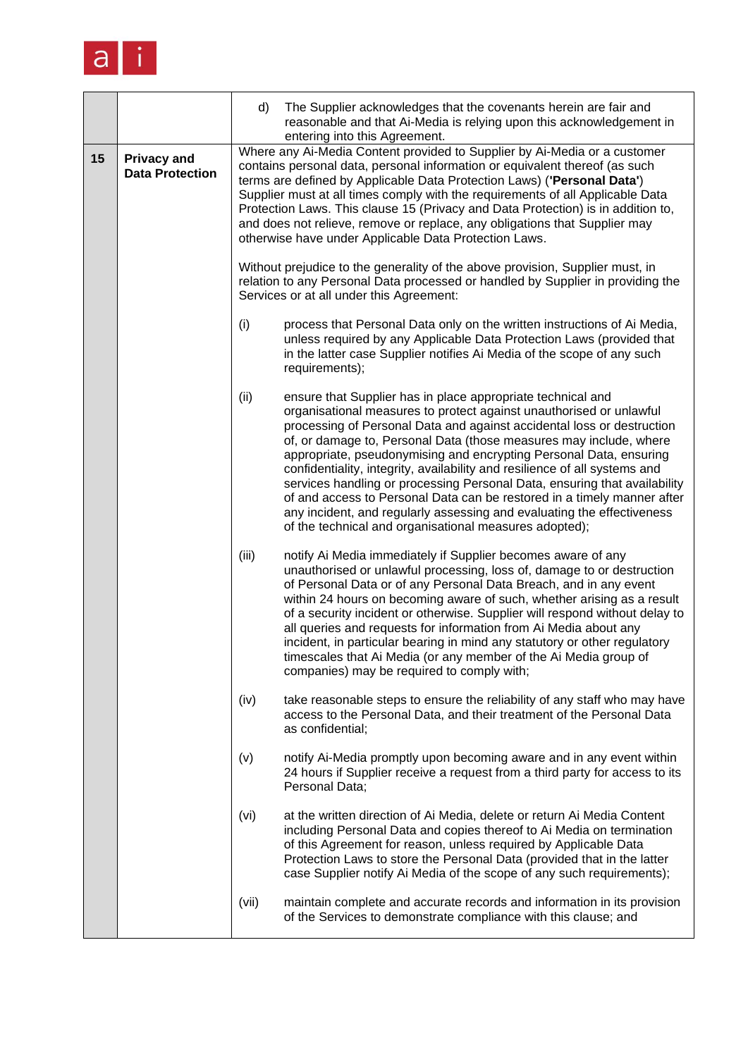| | | |
|---|---|---|
| | | d) The Supplier acknowledges that the covenants herein are fair and reasonable and that Ai-Media is relying upon this acknowledgement in entering into this Agreement. |
| **15** | **Privacy and Data Protection** | Where any Ai-Media Content provided to Supplier by Ai-Media or a customer contains personal data, personal information or equivalent thereof (as such terms are defined by Applicable Data Protection Laws) (**'Personal Data'**) Supplier must at all times comply with the requirements of all Applicable Data Protection Laws. This clause 15 (Privacy and Data Protection) is in addition to, and does not relieve, remove or replace, any obligations that Supplier may otherwise have under Applicable Data Protection Laws.<br><br>Without prejudice to the generality of the above provision, Supplier must, in relation to any Personal Data processed or handled by Supplier in providing the Services or at all under this Agreement:<br><br>(i) process that Personal Data only on the written instructions of Ai Media, unless required by any Applicable Data Protection Laws (provided that in the latter case Supplier notifies Ai Media of the scope of any such requirements);<br><br>(ii) ensure that Supplier has in place appropriate technical and organisational measures to protect against unauthorised or unlawful processing of Personal Data and against accidental loss or destruction of, or damage to, Personal Data (those measures may include, where appropriate, pseudonymising and encrypting Personal Data, ensuring confidentiality, integrity, availability and resilience of all systems and services handling or processing Personal Data, ensuring that availability of and access to Personal Data can be restored in a timely manner after any incident, and regularly assessing and evaluating the effectiveness of the technical and organisational measures adopted);<br><br>(iii) notify Ai Media immediately if Supplier becomes aware of any unauthorised or unlawful processing, loss of, damage to or destruction of Personal Data or of any Personal Data Breach, and in any event within 24 hours on becoming aware of such, whether arising as a result of a security incident or otherwise. Supplier will respond without delay to all queries and requests for information from Ai Media about any incident, in particular bearing in mind any statutory or other regulatory timescales that Ai Media (or any member of the Ai Media group of companies) may be required to comply with;<br><br>(iv) take reasonable steps to ensure the reliability of any staff who may have access to the Personal Data, and their treatment of the Personal Data as confidential;<br><br>(v) notify Ai-Media promptly upon becoming aware and in any event within 24 hours if Supplier receive a request from a third party for access to its Personal Data;<br><br>(vi) at the written direction of Ai Media, delete or return Ai Media Content including Personal Data and copies thereof to Ai Media on termination of this Agreement for reason, unless required by Applicable Data Protection Laws to store the Personal Data (provided that in the latter case Supplier notify Ai Media of the scope of any such requirements);<br><br>(vii) maintain complete and accurate records and information in its provision of the Services to demonstrate compliance with this clause; and |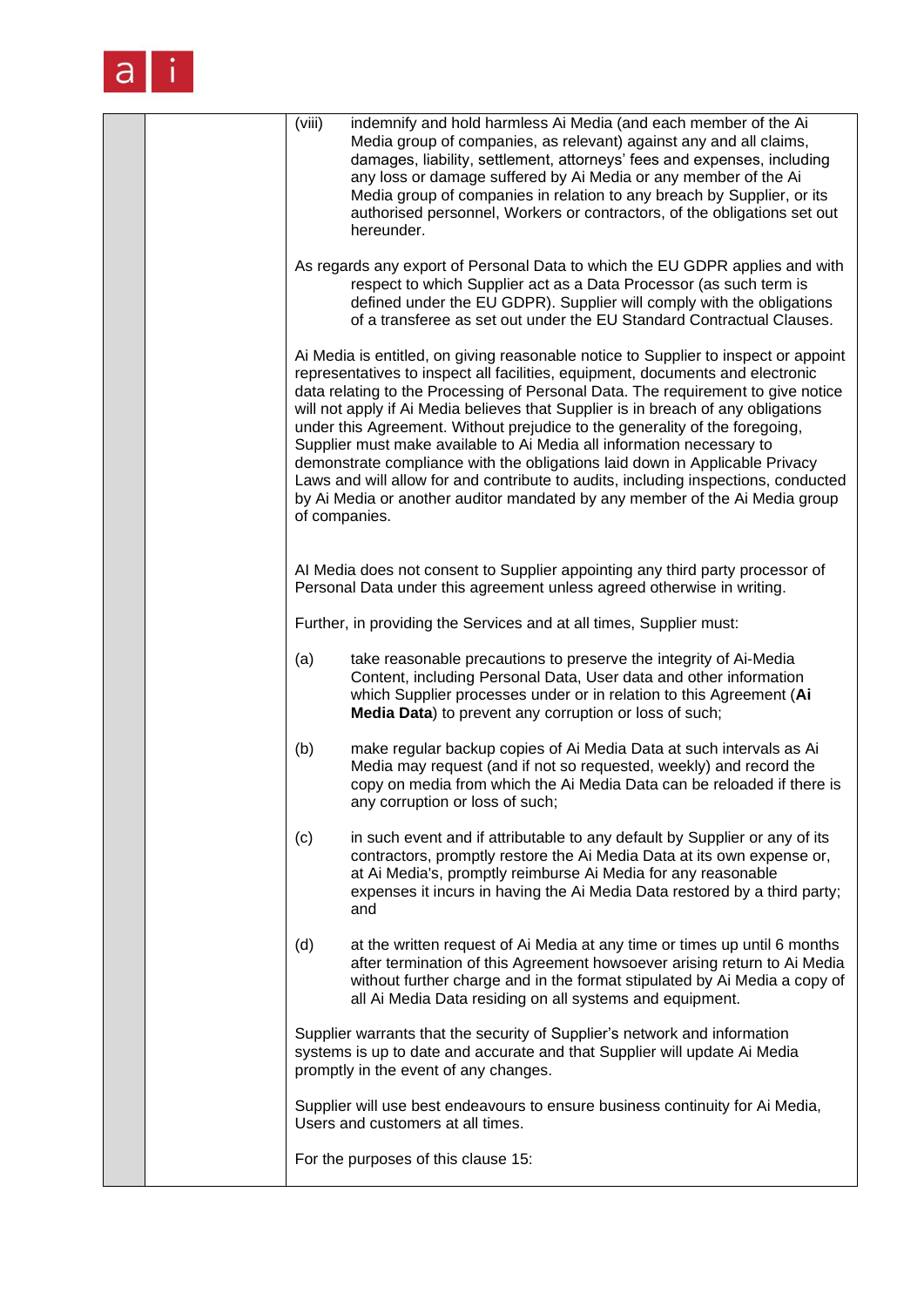(viii) indemnify and hold harmless Ai Media (and each member of the Ai Media group of companies, as relevant) against any and all claims, damages, liability, settlement, attorneys' fees and expenses, including any loss or damage suffered by Ai Media or any member of the Ai Media group of companies in relation to any breach by Supplier, or its authorised personnel, Workers or contractors, of the obligations set out hereunder.

As regards any export of Personal Data to which the EU GDPR applies and with respect to which Supplier act as a Data Processor (as such term is defined under the EU GDPR). Supplier will comply with the obligations of a transferee as set out under the EU Standard Contractual Clauses.

Ai Media is entitled, on giving reasonable notice to Supplier to inspect or appoint representatives to inspect all facilities, equipment, documents and electronic data relating to the Processing of Personal Data. The requirement to give notice will not apply if Ai Media believes that Supplier is in breach of any obligations under this Agreement. Without prejudice to the generality of the foregoing, Supplier must make available to Ai Media all information necessary to demonstrate compliance with the obligations laid down in Applicable Privacy Laws and will allow for and contribute to audits, including inspections, conducted by Ai Media or another auditor mandated by any member of the Ai Media group of companies.

AI Media does not consent to Supplier appointing any third party processor of Personal Data under this agreement unless agreed otherwise in writing.

Further, in providing the Services and at all times, Supplier must:

(a) take reasonable precautions to preserve the integrity of Ai-Media Content, including Personal Data, User data and other information which Supplier processes under or in relation to this Agreement (**Ai Media Data**) to prevent any corruption or loss of such;

(b) make regular backup copies of Ai Media Data at such intervals as Ai Media may request (and if not so requested, weekly) and record the copy on media from which the Ai Media Data can be reloaded if there is any corruption or loss of such;

(c) in such event and if attributable to any default by Supplier or any of its contractors, promptly restore the Ai Media Data at its own expense or, at Ai Media's, promptly reimburse Ai Media for any reasonable expenses it incurs in having the Ai Media Data restored by a third party; and

(d) at the written request of Ai Media at any time or times up until 6 months after termination of this Agreement howsoever arising return to Ai Media without further charge and in the format stipulated by Ai Media a copy of all Ai Media Data residing on all systems and equipment.

Supplier warrants that the security of Supplier's network and information systems is up to date and accurate and that Supplier will update Ai Media promptly in the event of any changes.

Supplier will use best endeavours to ensure business continuity for Ai Media, Users and customers at all times.

For the purposes of this clause 15: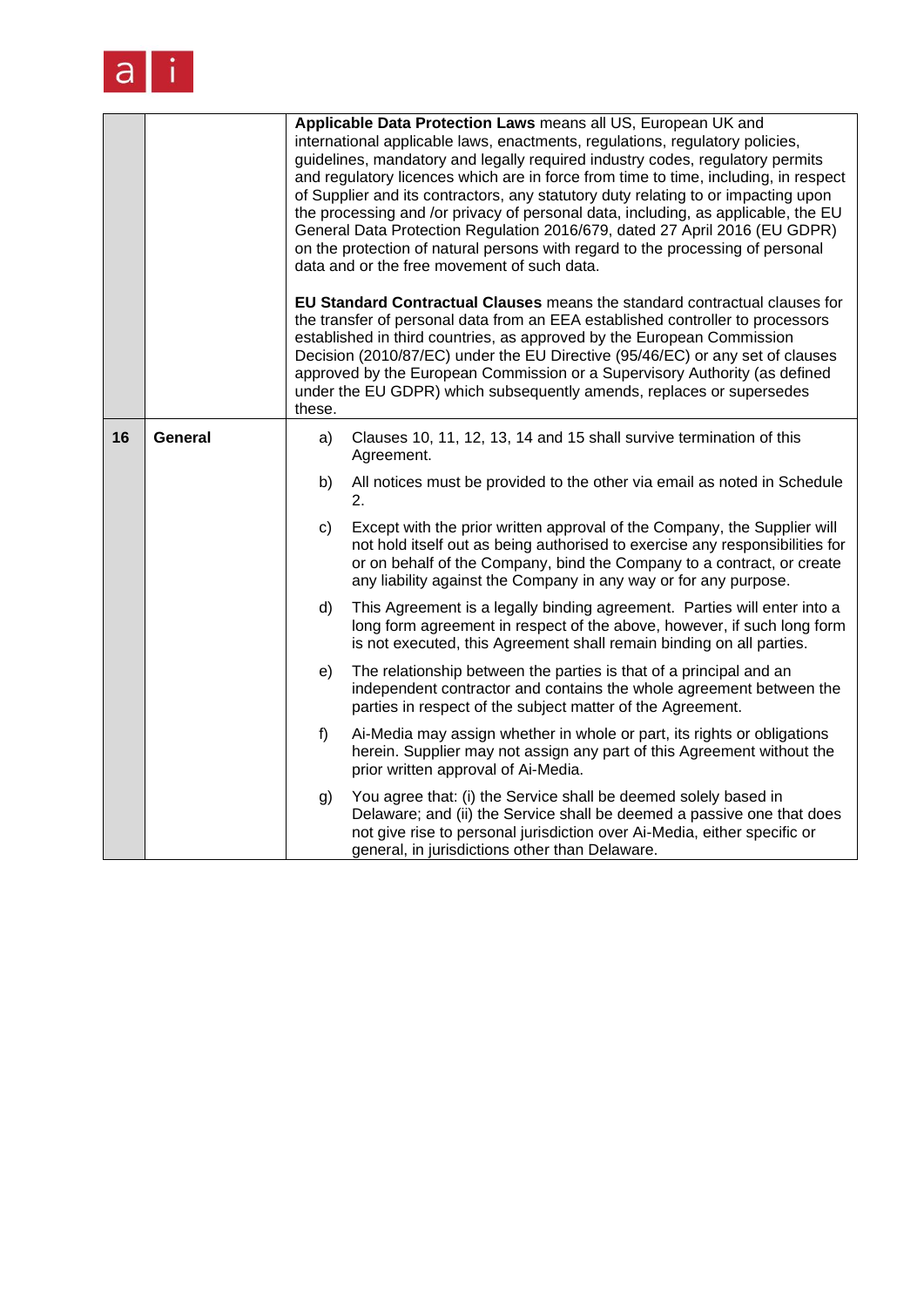| | | |
|---|---|---|
| | | **Applicable Data Protection Laws** means all US, European UK and international applicable laws, enactments, regulations, regulatory policies, guidelines, mandatory and legally required industry codes, regulatory permits and regulatory licences which are in force from time to time, including, in respect of Supplier and its contractors, any statutory duty relating to or impacting upon the processing and /or privacy of personal data, including, as applicable, the EU General Data Protection Regulation 2016/679, dated 27 April 2016 (EU GDPR) on the protection of natural persons with regard to the processing of personal data and or the free movement of such data.<br><br>**EU Standard Contractual Clauses** means the standard contractual clauses for the transfer of personal data from an EEA established controller to processors established in third countries, as approved by the European Commission Decision (2010/87/EC) under the EU Directive (95/46/EC) or any set of clauses approved by the European Commission or a Supervisory Authority (as defined under the EU GDPR) which subsequently amends, replaces or supersedes these. |
| **16** | **General** | a) Clauses 10, 11, 12, 13, 14 and 15 shall survive termination of this Agreement.<br><br>b) All notices must be provided to the other via email as noted in Schedule 2.<br><br>c) Except with the prior written approval of the Company, the Supplier will not hold itself out as being authorised to exercise any responsibilities for or on behalf of the Company, bind the Company to a contract, or create any liability against the Company in any way or for any purpose.<br><br>d) This Agreement is a legally binding agreement. Parties will enter into a long form agreement in respect of the above, however, if such long form is not executed, this Agreement shall remain binding on all parties.<br><br>e) The relationship between the parties is that of a principal and an independent contractor and contains the whole agreement between the parties in respect of the subject matter of the Agreement.<br><br>f) Ai-Media may assign whether in whole or part, its rights or obligations herein. Supplier may not assign any part of this Agreement without the prior written approval of Ai-Media.<br><br>g) You agree that: (i) the Service shall be deemed solely based in Delaware; and (ii) the Service shall be deemed a passive one that does not give rise to personal jurisdiction over Ai-Media, either specific or general, in jurisdictions other than Delaware. |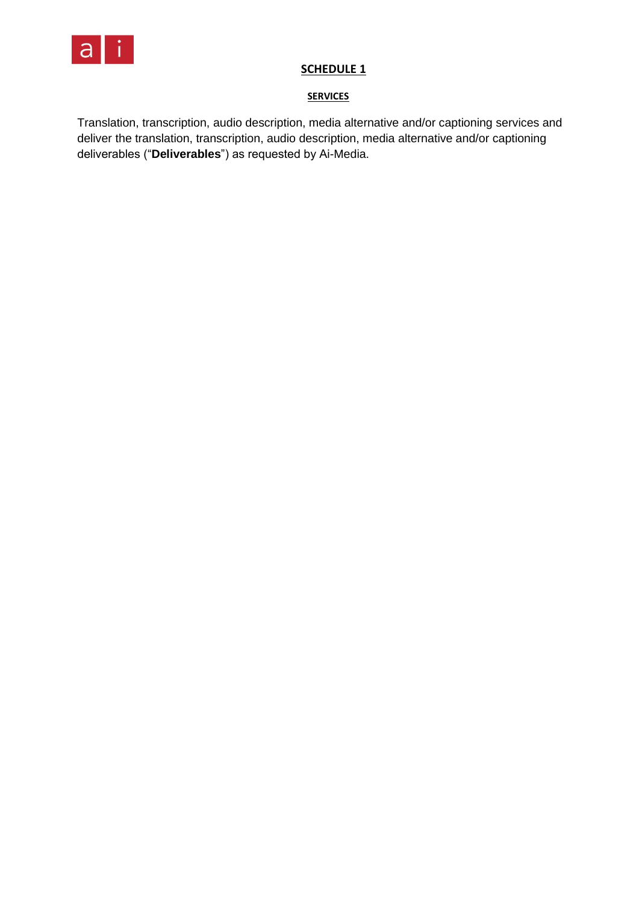# SCHEDULE 1

## SERVICES

Translation, transcription, audio description, media alternative and/or captioning services and deliver the translation, transcription, audio description, media alternative and/or captioning deliverables ("**Deliverables**") as requested by Ai-Media.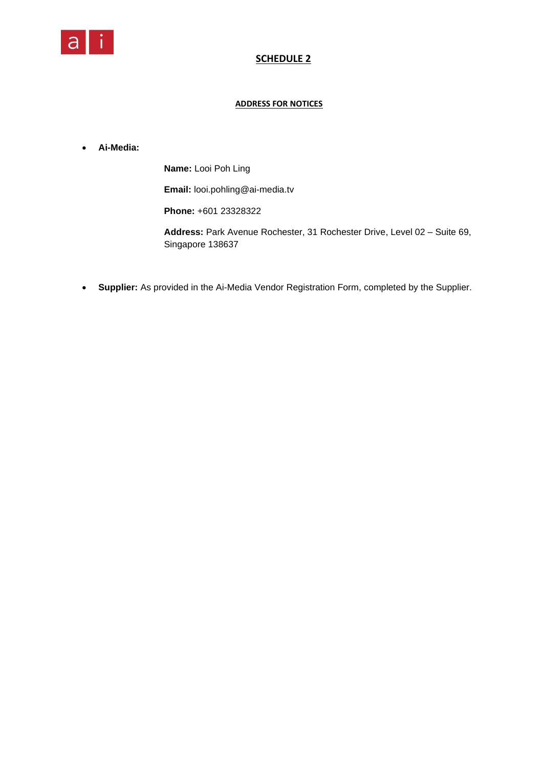# SCHEDULE 2

## ADDRESS FOR NOTICES

- **Ai-Media:**

  **Name:** Looi Poh Ling

  **Email:** looi.pohling@ai-media.tv

  **Phone:** +601 23328322

  **Address:** Park Avenue Rochester, 31 Rochester Drive, Level 02 – Suite 69, Singapore 138637

- **Supplier:** As provided in the Ai-Media Vendor Registration Form, completed by the Supplier.